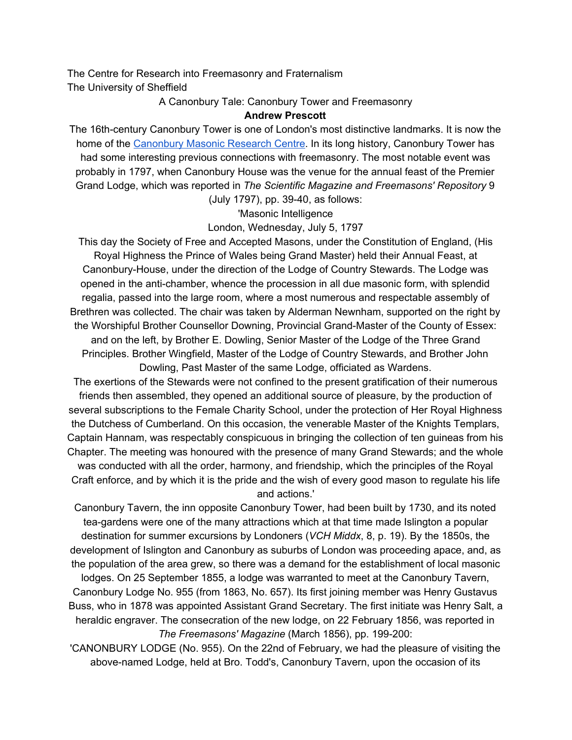The Centre for Research into Freemasonry and Fraternalism
The University of Sheffield

# A Canonbury Tale: Canonbury Tower and Freemasonry

**Andrew Prescott**

The 16th-century Canonbury Tower is one of London's most distinctive landmarks. It is now the home of the Canonbury Masonic Research Centre. In its long history, Canonbury Tower has had some interesting previous connections with freemasonry. The most notable event was probably in 1797, when Canonbury House was the venue for the annual feast of the Premier Grand Lodge, which was reported in *The Scientific Magazine and Freemasons' Repository* 9 (July 1797), pp. 39-40, as follows:

'Masonic Intelligence

London, Wednesday, July 5, 1797

This day the Society of Free and Accepted Masons, under the Constitution of England, (His Royal Highness the Prince of Wales being Grand Master) held their Annual Feast, at Canonbury-House, under the direction of the Lodge of Country Stewards. The Lodge was opened in the anti-chamber, whence the procession in all due masonic form, with splendid regalia, passed into the large room, where a most numerous and respectable assembly of Brethren was collected. The chair was taken by Alderman Newnham, supported on the right by the Worshipful Brother Counsellor Downing, Provincial Grand-Master of the County of Essex: and on the left, by Brother E. Dowling, Senior Master of the Lodge of the Three Grand Principles. Brother Wingfield, Master of the Lodge of Country Stewards, and Brother John Dowling, Past Master of the same Lodge, officiated as Wardens.

The exertions of the Stewards were not confined to the present gratification of their numerous friends then assembled, they opened an additional source of pleasure, by the production of several subscriptions to the Female Charity School, under the protection of Her Royal Highness the Dutchess of Cumberland. On this occasion, the venerable Master of the Knights Templars, Captain Hannam, was respectably conspicuous in bringing the collection of ten guineas from his Chapter. The meeting was honoured with the presence of many Grand Stewards; and the whole was conducted with all the order, harmony, and friendship, which the principles of the Royal Craft enforce, and by which it is the pride and the wish of every good mason to regulate his life and actions.'

Canonbury Tavern, the inn opposite Canonbury Tower, had been built by 1730, and its noted tea-gardens were one of the many attractions which at that time made Islington a popular destination for summer excursions by Londoners (*VCH Middx*, 8, p. 19). By the 1850s, the development of Islington and Canonbury as suburbs of London was proceeding apace, and, as the population of the area grew, so there was a demand for the establishment of local masonic lodges. On 25 September 1855, a lodge was warranted to meet at the Canonbury Tavern, Canonbury Lodge No. 955 (from 1863, No. 657). Its first joining member was Henry Gustavus Buss, who in 1878 was appointed Assistant Grand Secretary. The first initiate was Henry Salt, a heraldic engraver. The consecration of the new lodge, on 22 February 1856, was reported in *The Freemasons' Magazine* (March 1856), pp. 199-200:

'CANONBURY LODGE (No. 955). On the 22nd of February, we had the pleasure of visiting the above-named Lodge, held at Bro. Todd's, Canonbury Tavern, upon the occasion of its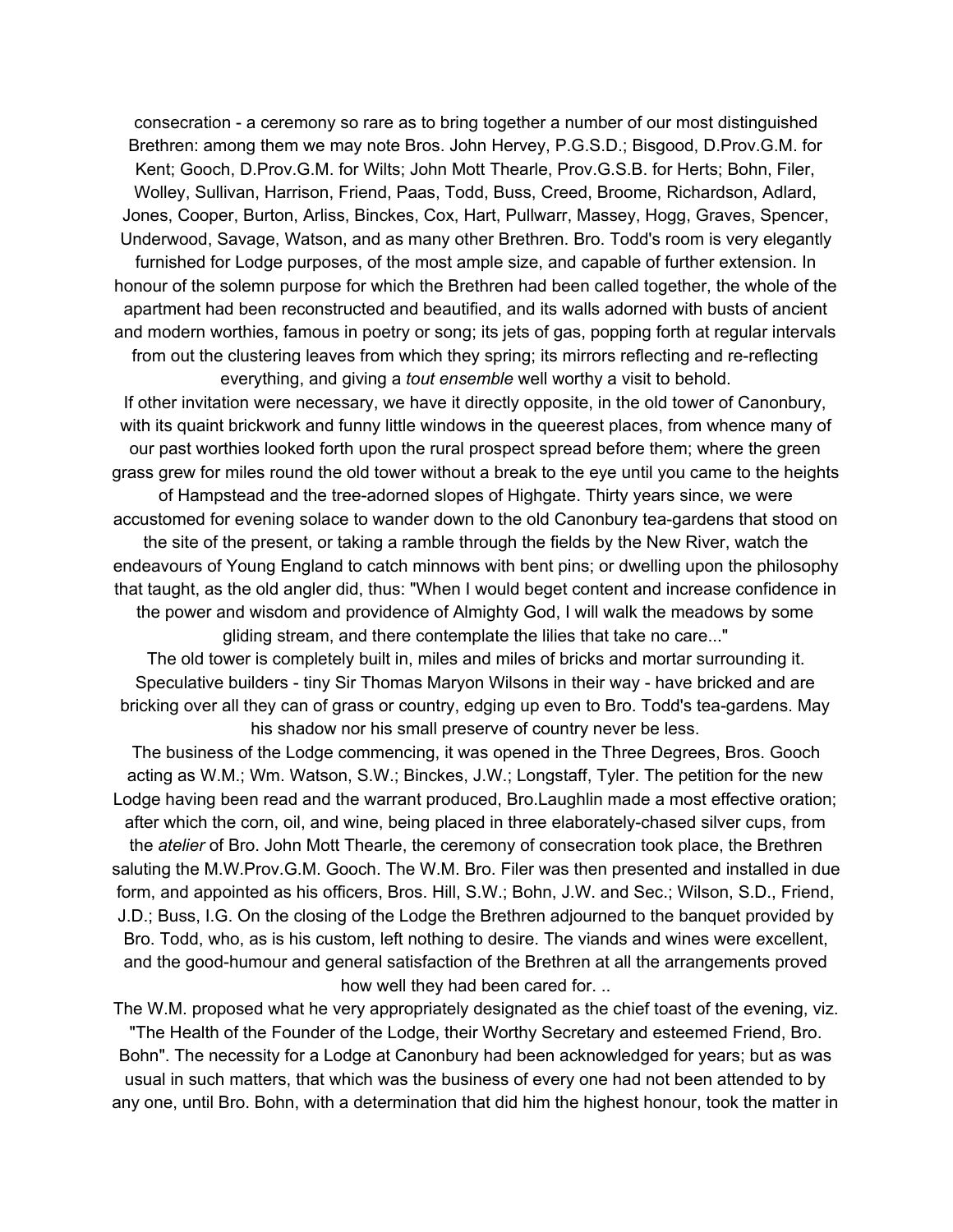consecration - a ceremony so rare as to bring together a number of our most distinguished Brethren: among them we may note Bros. John Hervey, P.G.S.D.; Bisgood, D.Prov.G.M. for Kent; Gooch, D.Prov.G.M. for Wilts; John Mott Thearle, Prov.G.S.B. for Herts; Bohn, Filer, Wolley, Sullivan, Harrison, Friend, Paas, Todd, Buss, Creed, Broome, Richardson, Adlard, Jones, Cooper, Burton, Arliss, Binckes, Cox, Hart, Pullwarr, Massey, Hogg, Graves, Spencer, Underwood, Savage, Watson, and as many other Brethren. Bro. Todd's room is very elegantly furnished for Lodge purposes, of the most ample size, and capable of further extension. In honour of the solemn purpose for which the Brethren had been called together, the whole of the apartment had been reconstructed and beautified, and its walls adorned with busts of ancient and modern worthies, famous in poetry or song; its jets of gas, popping forth at regular intervals from out the clustering leaves from which they spring; its mirrors reflecting and re-reflecting everything, and giving a *tout ensemble* well worthy a visit to behold.

If other invitation were necessary, we have it directly opposite, in the old tower of Canonbury, with its quaint brickwork and funny little windows in the queerest places, from whence many of our past worthies looked forth upon the rural prospect spread before them; where the green grass grew for miles round the old tower without a break to the eye until you came to the heights of Hampstead and the tree-adorned slopes of Highgate. Thirty years since, we were accustomed for evening solace to wander down to the old Canonbury tea-gardens that stood on the site of the present, or taking a ramble through the fields by the New River, watch the endeavours of Young England to catch minnows with bent pins; or dwelling upon the philosophy that taught, as the old angler did, thus: "When I would beget content and increase confidence in the power and wisdom and providence of Almighty God, I will walk the meadows by some gliding stream, and there contemplate the lilies that take no care..."

The old tower is completely built in, miles and miles of bricks and mortar surrounding it. Speculative builders - tiny Sir Thomas Maryon Wilsons in their way - have bricked and are bricking over all they can of grass or country, edging up even to Bro. Todd's tea-gardens. May his shadow nor his small preserve of country never be less.

The business of the Lodge commencing, it was opened in the Three Degrees, Bros. Gooch acting as W.M.; Wm. Watson, S.W.; Binckes, J.W.; Longstaff, Tyler. The petition for the new Lodge having been read and the warrant produced, Bro.Laughlin made a most effective oration; after which the corn, oil, and wine, being placed in three elaborately-chased silver cups, from the *atelier* of Bro. John Mott Thearle, the ceremony of consecration took place, the Brethren saluting the M.W.Prov.G.M. Gooch. The W.M. Bro. Filer was then presented and installed in due form, and appointed as his officers, Bros. Hill, S.W.; Bohn, J.W. and Sec.; Wilson, S.D., Friend, J.D.; Buss, I.G. On the closing of the Lodge the Brethren adjourned to the banquet provided by Bro. Todd, who, as is his custom, left nothing to desire. The viands and wines were excellent, and the good-humour and general satisfaction of the Brethren at all the arrangements proved how well they had been cared for. ..

The W.M. proposed what he very appropriately designated as the chief toast of the evening, viz. "The Health of the Founder of the Lodge, their Worthy Secretary and esteemed Friend, Bro. Bohn". The necessity for a Lodge at Canonbury had been acknowledged for years; but as was usual in such matters, that which was the business of every one had not been attended to by any one, until Bro. Bohn, with a determination that did him the highest honour, took the matter in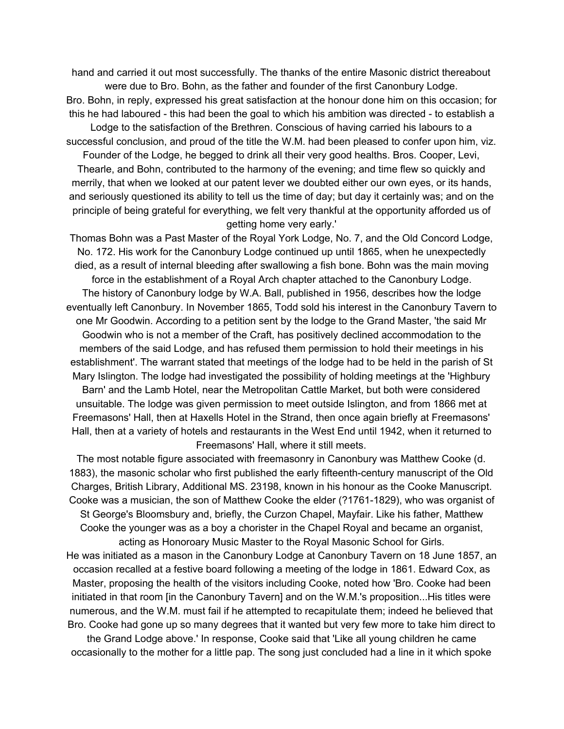hand and carried it out most successfully. The thanks of the entire Masonic district thereabout were due to Bro. Bohn, as the father and founder of the first Canonbury Lodge.

Bro. Bohn, in reply, expressed his great satisfaction at the honour done him on this occasion; for this he had laboured - this had been the goal to which his ambition was directed - to establish a Lodge to the satisfaction of the Brethren. Conscious of having carried his labours to a successful conclusion, and proud of the title the W.M. had been pleased to confer upon him, viz. Founder of the Lodge, he begged to drink all their very good healths. Bros. Cooper, Levi, Thearle, and Bohn, contributed to the harmony of the evening; and time flew so quickly and merrily, that when we looked at our patent lever we doubted either our own eyes, or its hands, and seriously questioned its ability to tell us the time of day; but day it certainly was; and on the principle of being grateful for everything, we felt very thankful at the opportunity afforded us of getting home very early.'

Thomas Bohn was a Past Master of the Royal York Lodge, No. 7, and the Old Concord Lodge, No. 172. His work for the Canonbury Lodge continued up until 1865, when he unexpectedly died, as a result of internal bleeding after swallowing a fish bone. Bohn was the main moving force in the establishment of a Royal Arch chapter attached to the Canonbury Lodge.

The history of Canonbury lodge by W.A. Ball, published in 1956, describes how the lodge eventually left Canonbury. In November 1865, Todd sold his interest in the Canonbury Tavern to one Mr Goodwin. According to a petition sent by the lodge to the Grand Master, 'the said Mr Goodwin who is not a member of the Craft, has positively declined accommodation to the members of the said Lodge, and has refused them permission to hold their meetings in his establishment'. The warrant stated that meetings of the lodge had to be held in the parish of St Mary Islington. The lodge had investigated the possibility of holding meetings at the 'Highbury Barn' and the Lamb Hotel, near the Metropolitan Cattle Market, but both were considered unsuitable. The lodge was given permission to meet outside Islington, and from 1866 met at Freemasons' Hall, then at Haxells Hotel in the Strand, then once again briefly at Freemasons' Hall, then at a variety of hotels and restaurants in the West End until 1942, when it returned to Freemasons' Hall, where it still meets.

The most notable figure associated with freemasonry in Canonbury was Matthew Cooke (d. 1883), the masonic scholar who first published the early fifteenth-century manuscript of the Old Charges, British Library, Additional MS. 23198, known in his honour as the Cooke Manuscript. Cooke was a musician, the son of Matthew Cooke the elder (?1761-1829), who was organist of St George's Bloomsbury and, briefly, the Curzon Chapel, Mayfair. Like his father, Matthew Cooke the younger was as a boy a chorister in the Chapel Royal and became an organist, acting as Honoroary Music Master to the Royal Masonic School for Girls.

He was initiated as a mason in the Canonbury Lodge at Canonbury Tavern on 18 June 1857, an occasion recalled at a festive board following a meeting of the lodge in 1861. Edward Cox, as Master, proposing the health of the visitors including Cooke, noted how 'Bro. Cooke had been initiated in that room [in the Canonbury Tavern] and on the W.M.'s proposition...His titles were numerous, and the W.M. must fail if he attempted to recapitulate them; indeed he believed that Bro. Cooke had gone up so many degrees that it wanted but very few more to take him direct to the Grand Lodge above.' In response, Cooke said that 'Like all young children he came occasionally to the mother for a little pap. The song just concluded had a line in it which spoke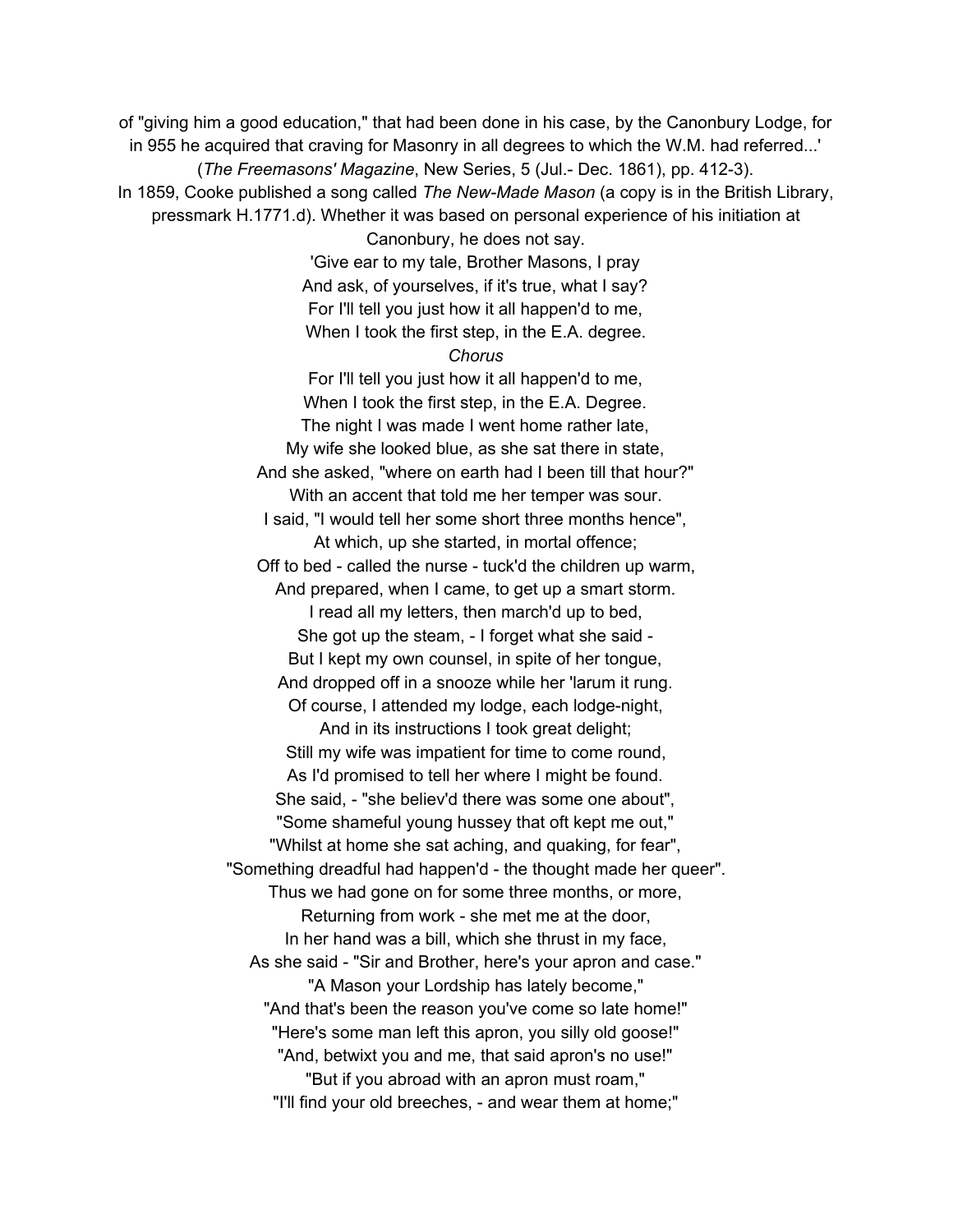of "giving him a good education," that had been done in his case, by the Canonbury Lodge, for in 955 he acquired that craving for Masonry in all degrees to which the W.M. had referred...' (*The Freemasons' Magazine*, New Series, 5 (Jul.- Dec. 1861), pp. 412-3).

In 1859, Cooke published a song called *The New-Made Mason* (a copy is in the British Library, pressmark H.1771.d). Whether it was based on personal experience of his initiation at Canonbury, he does not say.

'Give ear to my tale, Brother Masons, I pray  
And ask, of yourselves, if it's true, what I say?  
For I'll tell you just how it all happen'd to me,  
When I took the first step, in the E.A. degree.

*Chorus*

For I'll tell you just how it all happen'd to me,  
When I took the first step, in the E.A. Degree.

The night I was made I went home rather late,  
My wife she looked blue, as she sat there in state,  
And she asked, "where on earth had I been till that hour?"  
With an accent that told me her temper was sour.  
I said, "I would tell her some short three months hence",  
At which, up she started, in mortal offence;  
Off to bed - called the nurse - tuck'd the children up warm,  
And prepared, when I came, to get up a smart storm.  
I read all my letters, then march'd up to bed,  
She got up the steam, - I forget what she said -  
But I kept my own counsel, in spite of her tongue,  
And dropped off in a snooze while her 'larum it rung.  
Of course, I attended my lodge, each lodge-night,  
And in its instructions I took great delight;  
Still my wife was impatient for time to come round,  
As I'd promised to tell her where I might be found.  
She said, - "she believ'd there was some one about",  
"Some shameful young hussey that oft kept me out,"  
"Whilst at home she sat aching, and quaking, for fear",  
"Something dreadful had happen'd - the thought made her queer".  
Thus we had gone on for some three months, or more,  
Returning from work - she met me at the door,  
In her hand was a bill, which she thrust in my face,  
As she said - "Sir and Brother, here's your apron and case."  
"A Mason your Lordship has lately become,"  
"And that's been the reason you've come so late home!"  
"Here's some man left this apron, you silly old goose!"  
"And, betwixt you and me, that said apron's no use!"  
"But if you abroad with an apron must roam,"  
"I'll find your old breeches, - and wear them at home;"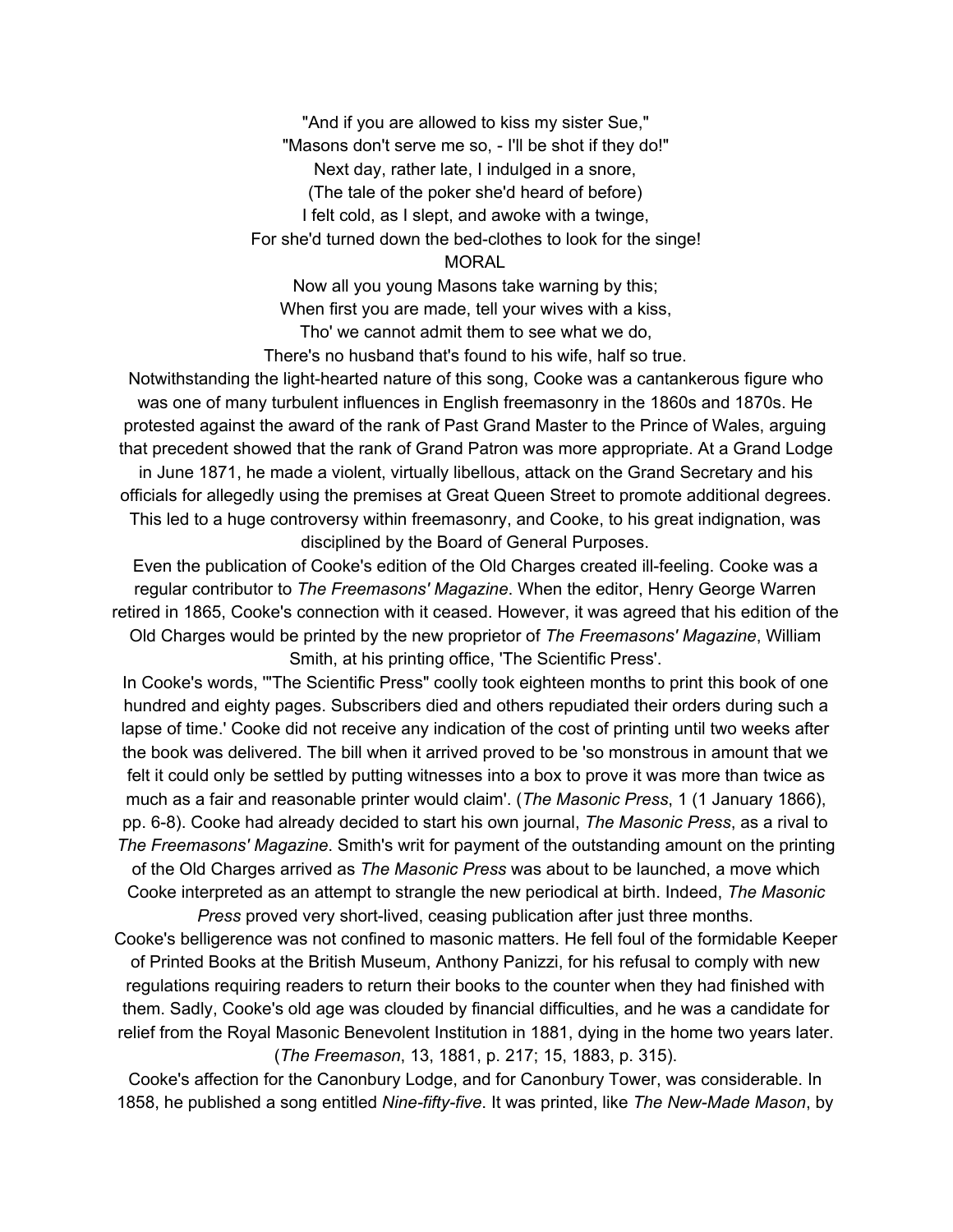"And if you are allowed to kiss my sister Sue,"
"Masons don't serve me so, - I'll be shot if they do!"
Next day, rather late, I indulged in a snore,
(The tale of the poker she'd heard of before)
I felt cold, as I slept, and awoke with a twinge,
For she'd turned down the bed-clothes to look for the singe!

MORAL

Now all you young Masons take warning by this;
When first you are made, tell your wives with a kiss,
Tho' we cannot admit them to see what we do,
There's no husband that's found to his wife, half so true.

Notwithstanding the light-hearted nature of this song, Cooke was a cantankerous figure who was one of many turbulent influences in English freemasonry in the 1860s and 1870s. He protested against the award of the rank of Past Grand Master to the Prince of Wales, arguing that precedent showed that the rank of Grand Patron was more appropriate. At a Grand Lodge in June 1871, he made a violent, virtually libellous, attack on the Grand Secretary and his officials for allegedly using the premises at Great Queen Street to promote additional degrees. This led to a huge controversy within freemasonry, and Cooke, to his great indignation, was disciplined by the Board of General Purposes.

Even the publication of Cooke's edition of the Old Charges created ill-feeling. Cooke was a regular contributor to *The Freemasons' Magazine*. When the editor, Henry George Warren retired in 1865, Cooke's connection with it ceased. However, it was agreed that his edition of the Old Charges would be printed by the new proprietor of *The Freemasons' Magazine*, William Smith, at his printing office, 'The Scientific Press'.

In Cooke's words, '"The Scientific Press" coolly took eighteen months to print this book of one hundred and eighty pages. Subscribers died and others repudiated their orders during such a lapse of time.' Cooke did not receive any indication of the cost of printing until two weeks after the book was delivered. The bill when it arrived proved to be 'so monstrous in amount that we felt it could only be settled by putting witnesses into a box to prove it was more than twice as much as a fair and reasonable printer would claim'. (*The Masonic Press*, 1 (1 January 1866), pp. 6-8). Cooke had already decided to start his own journal, *The Masonic Press*, as a rival to *The Freemasons' Magazine*. Smith's writ for payment of the outstanding amount on the printing of the Old Charges arrived as *The Masonic Press* was about to be launched, a move which Cooke interpreted as an attempt to strangle the new periodical at birth. Indeed, *The Masonic Press* proved very short-lived, ceasing publication after just three months.

Cooke's belligerence was not confined to masonic matters. He fell foul of the formidable Keeper of Printed Books at the British Museum, Anthony Panizzi, for his refusal to comply with new regulations requiring readers to return their books to the counter when they had finished with them. Sadly, Cooke's old age was clouded by financial difficulties, and he was a candidate for relief from the Royal Masonic Benevolent Institution in 1881, dying in the home two years later. (*The Freemason*, 13, 1881, p. 217; 15, 1883, p. 315).

Cooke's affection for the Canonbury Lodge, and for Canonbury Tower, was considerable. In 1858, he published a song entitled *Nine-fifty-five*. It was printed, like *The New-Made Mason*, by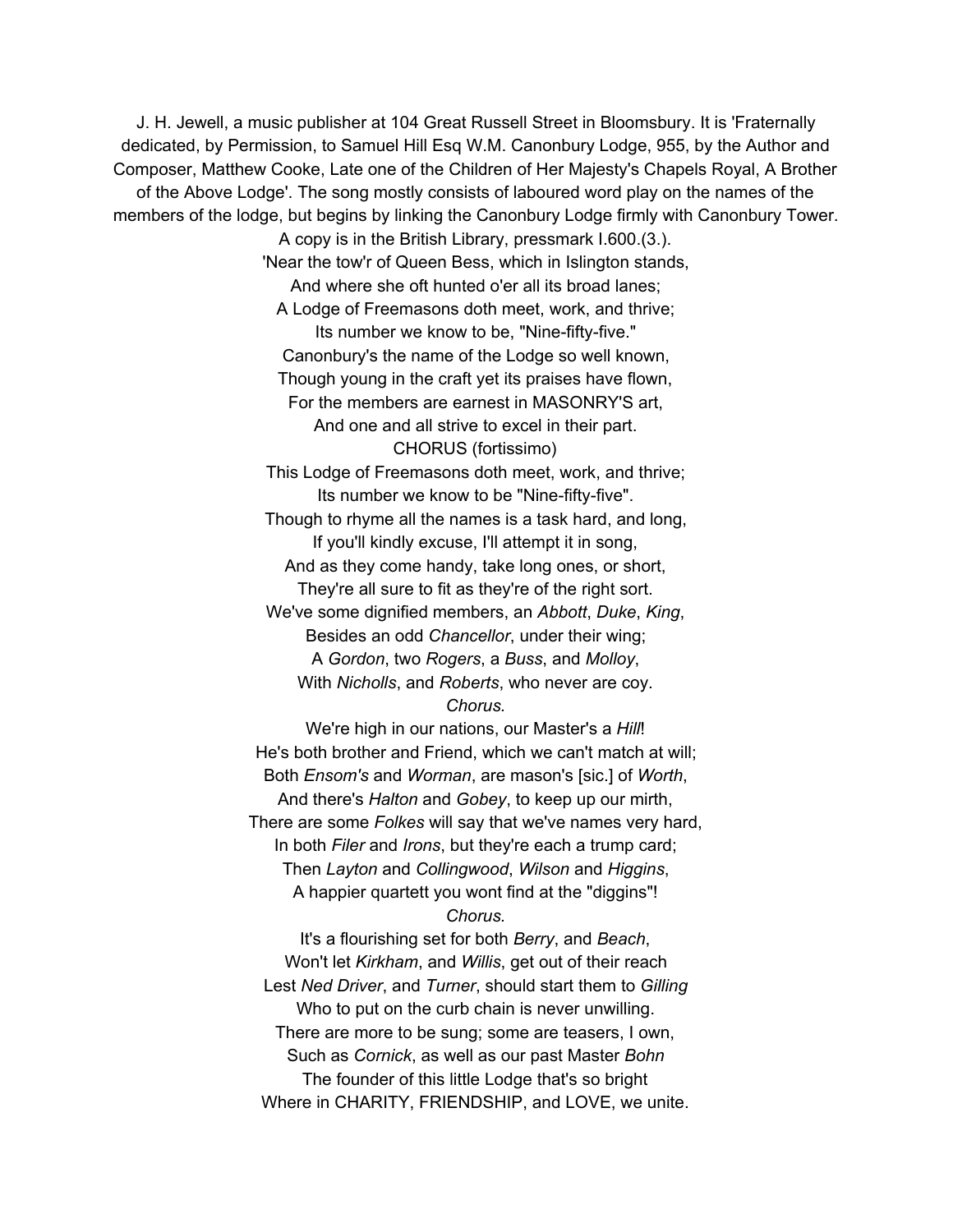J. H. Jewell, a music publisher at 104 Great Russell Street in Bloomsbury. It is 'Fraternally dedicated, by Permission, to Samuel Hill Esq W.M. Canonbury Lodge, 955, by the Author and Composer, Matthew Cooke, Late one of the Children of Her Majesty's Chapels Royal, A Brother of the Above Lodge'. The song mostly consists of laboured word play on the names of the members of the lodge, but begins by linking the Canonbury Lodge firmly with Canonbury Tower. A copy is in the British Library, pressmark I.600.(3.).

'Near the tow'r of Queen Bess, which in Islington stands,
And where she oft hunted o'er all its broad lanes;
A Lodge of Freemasons doth meet, work, and thrive;
Its number we know to be, "Nine-fifty-five."
Canonbury's the name of the Lodge so well known,
Though young in the craft yet its praises have flown,
For the members are earnest in MASONRY'S art,
And one and all strive to excel in their part.

CHORUS (fortissimo)

This Lodge of Freemasons doth meet, work, and thrive;
Its number we know to be "Nine-fifty-five".
Though to rhyme all the names is a task hard, and long,
If you'll kindly excuse, I'll attempt it in song,
And as they come handy, take long ones, or short,
They're all sure to fit as they're of the right sort.
We've some dignified members, an *Abbott*, *Duke*, *King*,
Besides an odd *Chancellor*, under their wing;
A *Gordon*, two *Rogers*, a *Buss*, and *Molloy*,
With *Nicholls*, and *Roberts*, who never are coy.

*Chorus.*

We're high in our nations, our Master's a *Hill*!
He's both brother and Friend, which we can't match at will;
Both *Ensom's* and *Worman*, are mason's [sic.] of *Worth*,
And there's *Halton* and *Gobey*, to keep up our mirth,
There are some *Folkes* will say that we've names very hard,
In both *Filer* and *Irons*, but they're each a trump card;
Then *Layton* and *Collingwood*, *Wilson* and *Higgins*,
A happier quartett you wont find at the "diggins"!

*Chorus.*

It's a flourishing set for both *Berry*, and *Beach*,
Won't let *Kirkham*, and *Willis*, get out of their reach
Lest *Ned Driver*, and *Turner*, should start them to *Gilling*
Who to put on the curb chain is never unwilling.
There are more to be sung; some are teasers, I own,
Such as *Cornick*, as well as our past Master *Bohn*
The founder of this little Lodge that's so bright
Where in CHARITY, FRIENDSHIP, and LOVE, we unite.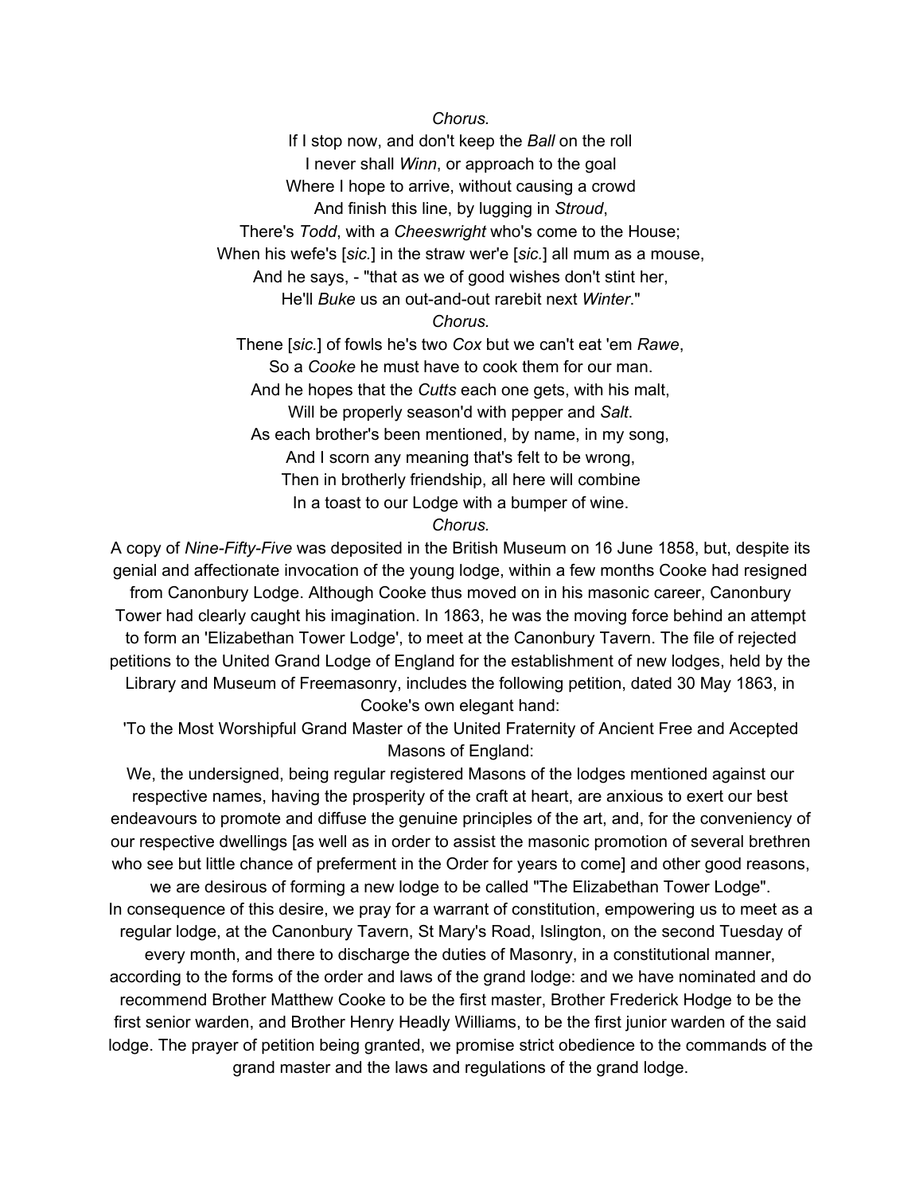*Chorus.*

If I stop now, and don't keep the *Ball* on the roll
I never shall *Winn*, or approach to the goal
Where I hope to arrive, without causing a crowd
And finish this line, by lugging in *Stroud*,
There's *Todd*, with a *Cheeswright* who's come to the House;
When his wefe's [*sic.*] in the straw wer'e [*sic.*] all mum as a mouse,
And he says, - "that as we of good wishes don't stint her,
He'll *Buke* us an out-and-out rarebit next *Winter*."

*Chorus.*

Thene [*sic.*] of fowls he's two *Cox* but we can't eat 'em *Rawe*,
So a *Cooke* he must have to cook them for our man.
And he hopes that the *Cutts* each one gets, with his malt,
Will be properly season'd with pepper and *Salt*.
As each brother's been mentioned, by name, in my song,
And I scorn any meaning that's felt to be wrong,
Then in brotherly friendship, all here will combine
In a toast to our Lodge with a bumper of wine.

*Chorus.*

A copy of *Nine-Fifty-Five* was deposited in the British Museum on 16 June 1858, but, despite its genial and affectionate invocation of the young lodge, within a few months Cooke had resigned from Canonbury Lodge. Although Cooke thus moved on in his masonic career, Canonbury Tower had clearly caught his imagination. In 1863, he was the moving force behind an attempt to form an 'Elizabethan Tower Lodge', to meet at the Canonbury Tavern. The file of rejected petitions to the United Grand Lodge of England for the establishment of new lodges, held by the Library and Museum of Freemasonry, includes the following petition, dated 30 May 1863, in Cooke's own elegant hand:

'To the Most Worshipful Grand Master of the United Fraternity of Ancient Free and Accepted Masons of England:

We, the undersigned, being regular registered Masons of the lodges mentioned against our respective names, having the prosperity of the craft at heart, are anxious to exert our best endeavours to promote and diffuse the genuine principles of the art, and, for the conveniency of our respective dwellings [as well as in order to assist the masonic promotion of several brethren who see but little chance of preferment in the Order for years to come] and other good reasons, we are desirous of forming a new lodge to be called "The Elizabethan Tower Lodge".

In consequence of this desire, we pray for a warrant of constitution, empowering us to meet as a regular lodge, at the Canonbury Tavern, St Mary's Road, Islington, on the second Tuesday of every month, and there to discharge the duties of Masonry, in a constitutional manner, according to the forms of the order and laws of the grand lodge: and we have nominated and do recommend Brother Matthew Cooke to be the first master, Brother Frederick Hodge to be the first senior warden, and Brother Henry Headly Williams, to be the first junior warden of the said lodge. The prayer of petition being granted, we promise strict obedience to the commands of the grand master and the laws and regulations of the grand lodge.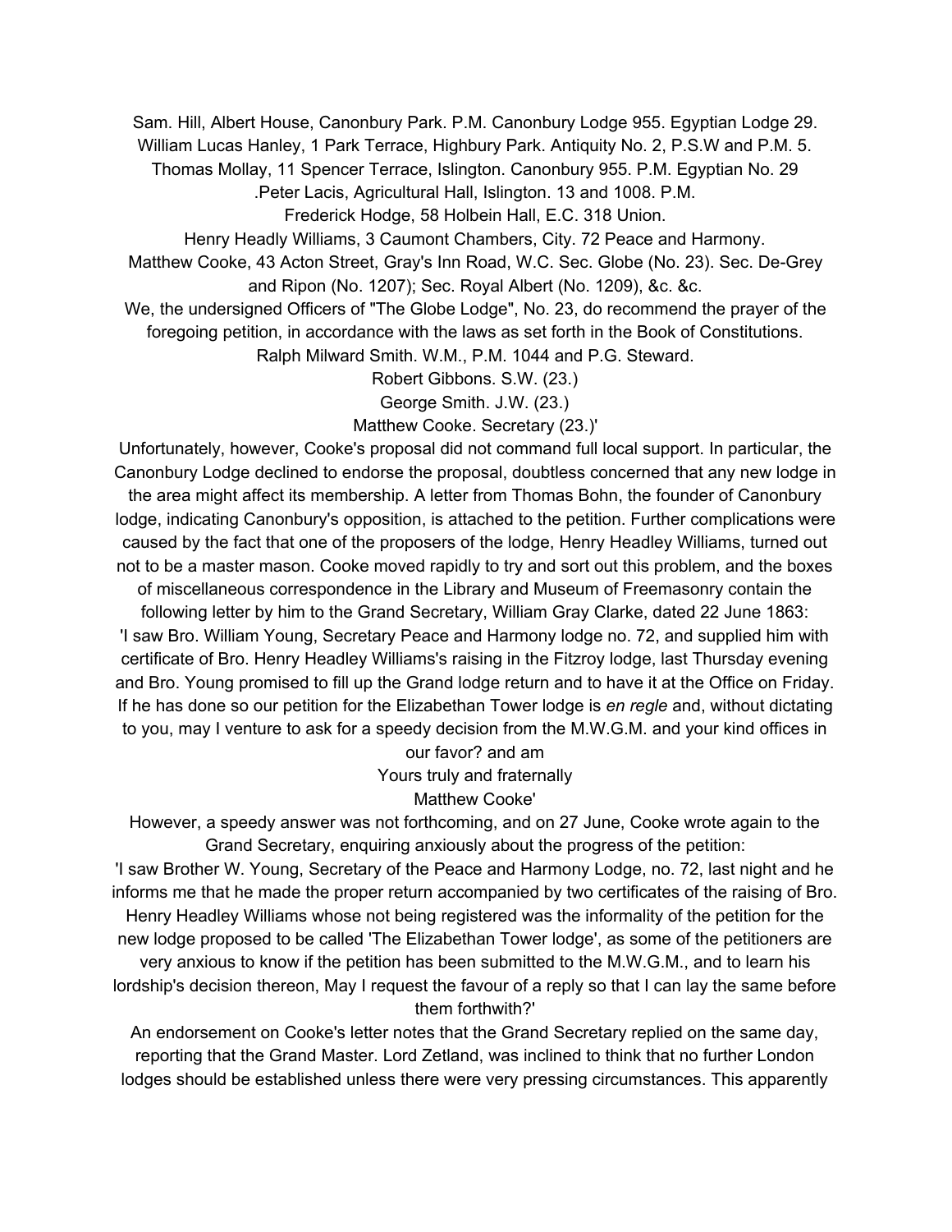Sam. Hill, Albert House, Canonbury Park. P.M. Canonbury Lodge 955. Egyptian Lodge 29.

William Lucas Hanley, 1 Park Terrace, Highbury Park. Antiquity No. 2, P.S.W and P.M. 5.

Thomas Mollay, 11 Spencer Terrace, Islington. Canonbury 955. P.M. Egyptian No. 29

.Peter Lacis, Agricultural Hall, Islington. 13 and 1008. P.M.

Frederick Hodge, 58 Holbein Hall, E.C. 318 Union.

Henry Headly Williams, 3 Caumont Chambers, City. 72 Peace and Harmony.

Matthew Cooke, 43 Acton Street, Gray's Inn Road, W.C. Sec. Globe (No. 23). Sec. De-Grey and Ripon (No. 1207); Sec. Royal Albert (No. 1209), &c. &c.

We, the undersigned Officers of "The Globe Lodge", No. 23, do recommend the prayer of the foregoing petition, in accordance with the laws as set forth in the Book of Constitutions.

Ralph Milward Smith. W.M., P.M. 1044 and P.G. Steward.

Robert Gibbons. S.W. (23.)

George Smith. J.W. (23.)

Matthew Cooke. Secretary (23.)'

Unfortunately, however, Cooke's proposal did not command full local support. In particular, the Canonbury Lodge declined to endorse the proposal, doubtless concerned that any new lodge in the area might affect its membership. A letter from Thomas Bohn, the founder of Canonbury lodge, indicating Canonbury's opposition, is attached to the petition. Further complications were caused by the fact that one of the proposers of the lodge, Henry Headley Williams, turned out not to be a master mason. Cooke moved rapidly to try and sort out this problem, and the boxes of miscellaneous correspondence in the Library and Museum of Freemasonry contain the following letter by him to the Grand Secretary, William Gray Clarke, dated 22 June 1863:

'I saw Bro. William Young, Secretary Peace and Harmony lodge no. 72, and supplied him with certificate of Bro. Henry Headley Williams's raising in the Fitzroy lodge, last Thursday evening and Bro. Young promised to fill up the Grand lodge return and to have it at the Office on Friday. If he has done so our petition for the Elizabethan Tower lodge is *en regle* and, without dictating to you, may I venture to ask for a speedy decision from the M.W.G.M. and your kind offices in our favor? and am

Yours truly and fraternally

Matthew Cooke'

However, a speedy answer was not forthcoming, and on 27 June, Cooke wrote again to the Grand Secretary, enquiring anxiously about the progress of the petition:

'I saw Brother W. Young, Secretary of the Peace and Harmony Lodge, no. 72, last night and he informs me that he made the proper return accompanied by two certificates of the raising of Bro. Henry Headley Williams whose not being registered was the informality of the petition for the new lodge proposed to be called 'The Elizabethan Tower lodge', as some of the petitioners are very anxious to know if the petition has been submitted to the M.W.G.M., and to learn his lordship's decision thereon, May I request the favour of a reply so that I can lay the same before them forthwith?'

An endorsement on Cooke's letter notes that the Grand Secretary replied on the same day, reporting that the Grand Master. Lord Zetland, was inclined to think that no further London lodges should be established unless there were very pressing circumstances. This apparently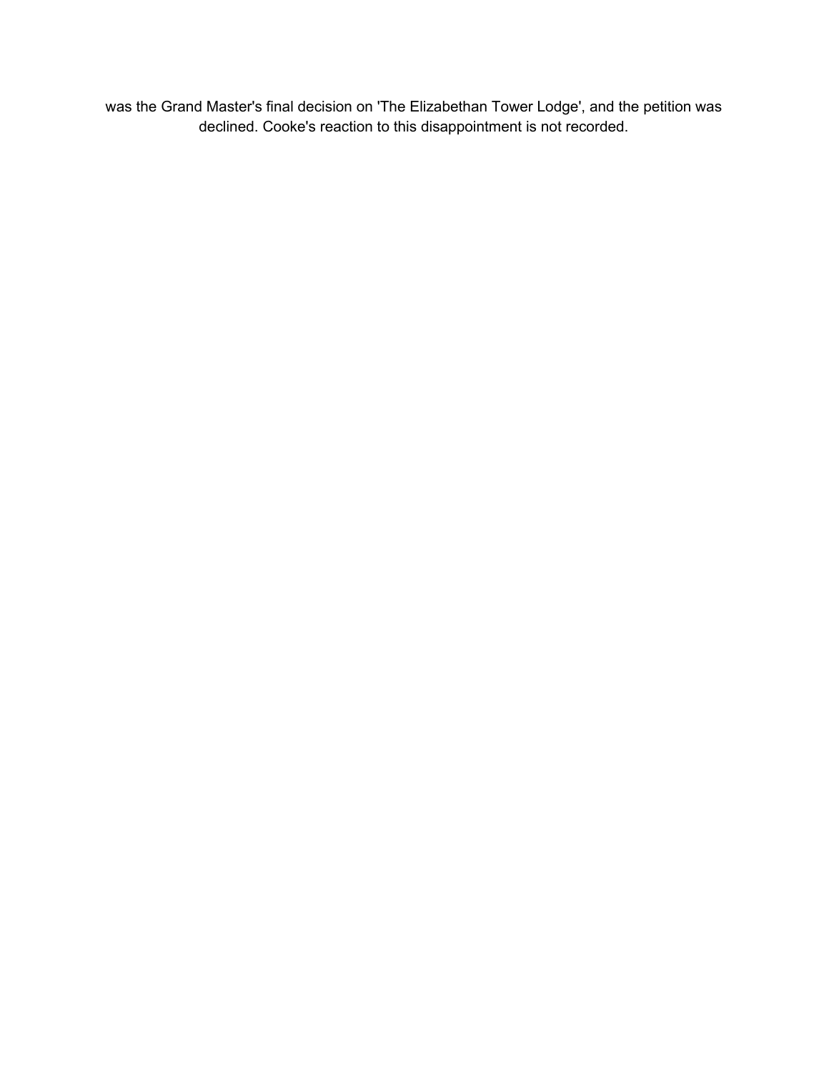was the Grand Master's final decision on 'The Elizabethan Tower Lodge', and the petition was declined. Cooke's reaction to this disappointment is not recorded.